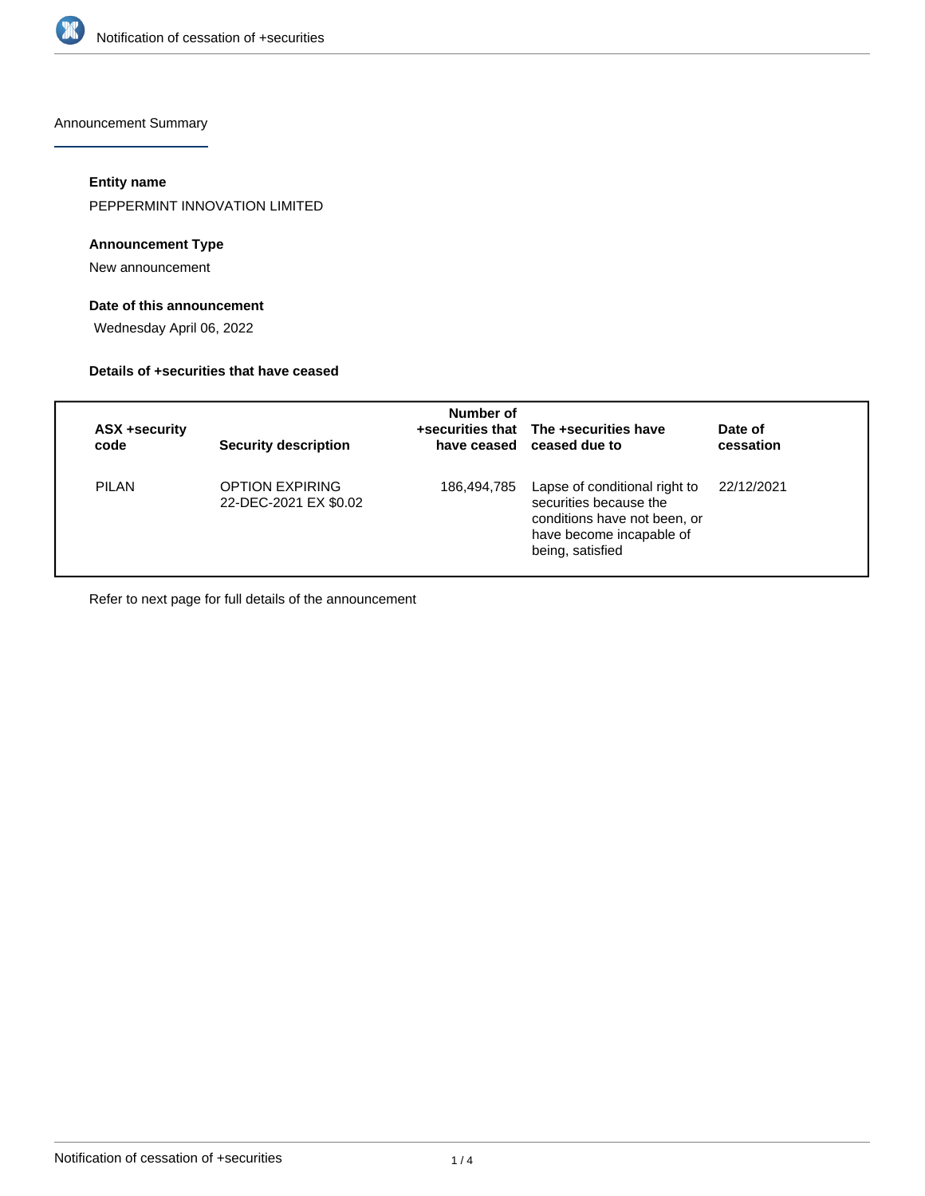Notification of cessation of +securities

Announcement Summary

**Entity name**

PEPPERMINT INNOVATION LIMITED

**Announcement Type**

New announcement

**Date of this announcement**

Wednesday April 06, 2022

**Details of +securities that have ceased**

| ASX +security code | Security description | Number of +securities that have ceased | The +securities have ceased due to | Date of cessation |
|---|---|---|---|---|
| PILAN | OPTION EXPIRING 22-DEC-2021 EX $0.02 | 186,494,785 | Lapse of conditional right to securities because the conditions have not been, or have become incapable of being, satisfied | 22/12/2021 |

Refer to next page for full details of the announcement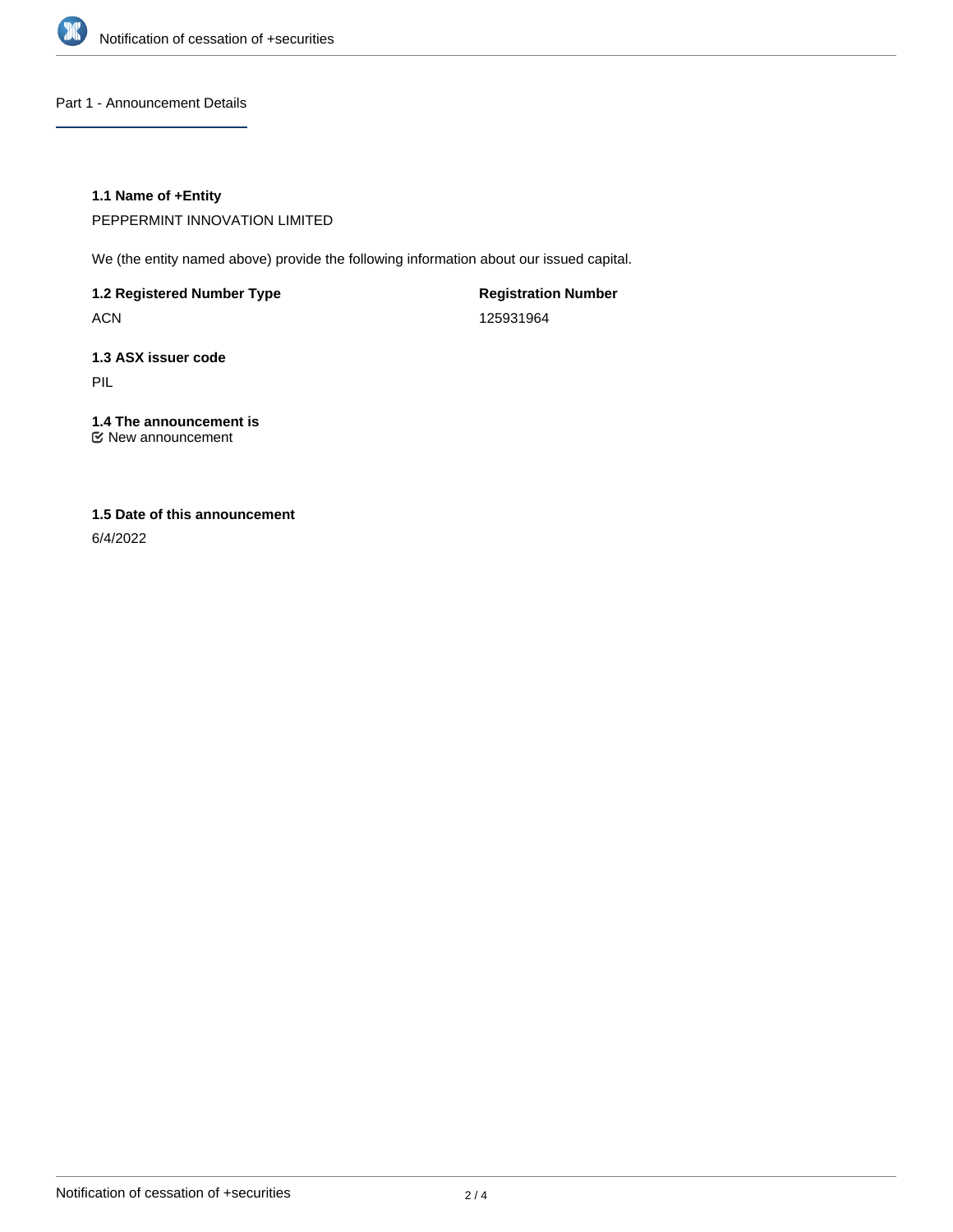## Part 1 - Announcement Details

### 1.1 Name of +Entity

PEPPERMINT INNOVATION LIMITED

We (the entity named above) provide the following information about our issued capital.

| 1.2 Registered Number Type | Registration Number |
| --- | --- |
| ACN | 125931964 |

### 1.3 ASX issuer code

PIL

### 1.4 The announcement is

☑ New announcement

### 1.5 Date of this announcement

6/4/2022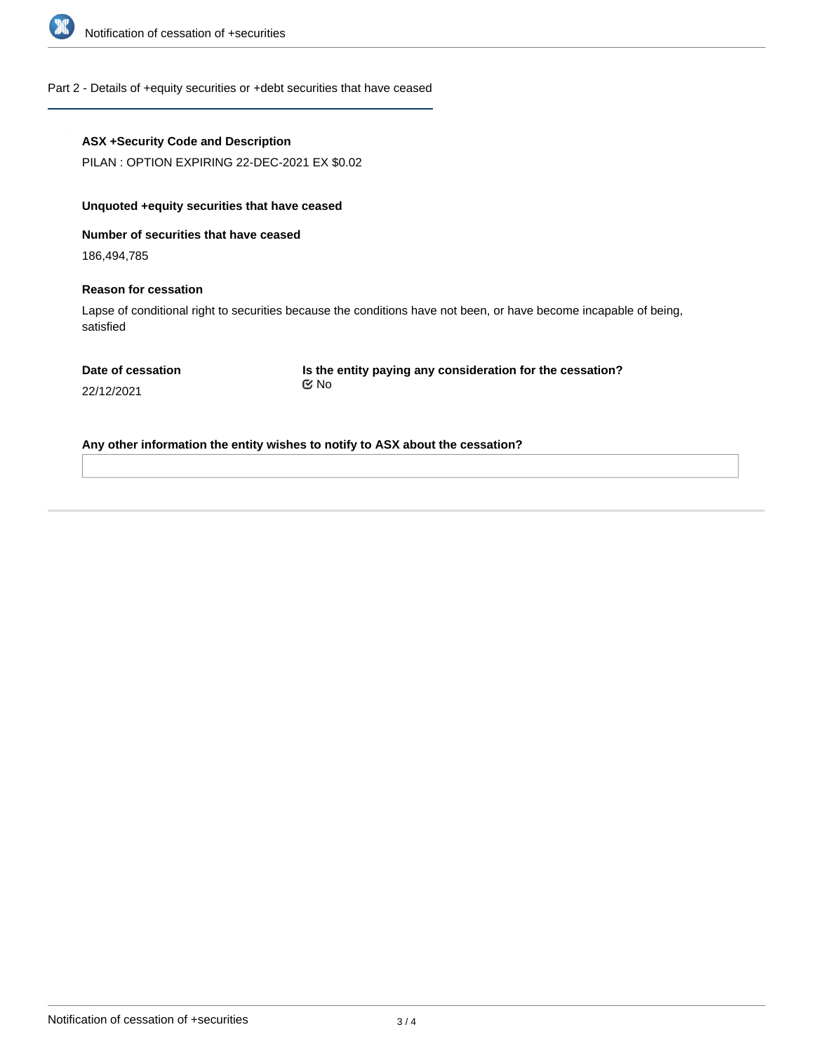Part 2 - Details of +equity securities or +debt securities that have ceased

**ASX +Security Code and Description**

PILAN : OPTION EXPIRING 22-DEC-2021 EX $0.02

**Unquoted +equity securities that have ceased**

**Number of securities that have ceased**

186,494,785

**Reason for cessation**

Lapse of conditional right to securities because the conditions have not been, or have become incapable of being, satisfied

**Date of cessation**

22/12/2021

**Is the entity paying any consideration for the cessation?**

No

**Any other information the entity wishes to notify to ASX about the cessation?**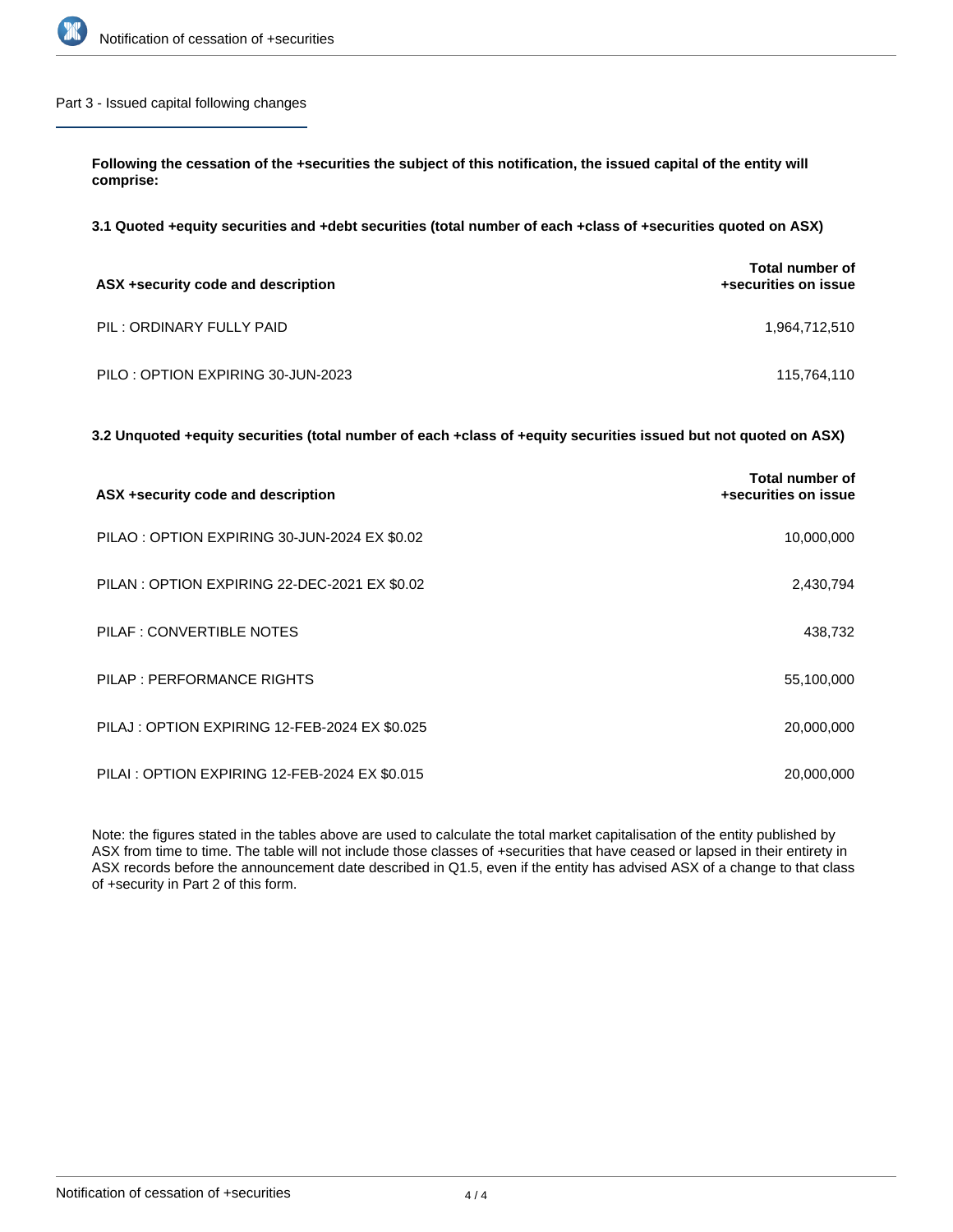## Part 3 - Issued capital following changes

**Following the cessation of the +securities the subject of this notification, the issued capital of the entity will comprise:**

**3.1 Quoted +equity securities and +debt securities (total number of each +class of +securities quoted on ASX)**

| ASX +security code and description | Total number of +securities on issue |
|---|---|
| PIL : ORDINARY FULLY PAID | 1,964,712,510 |
| PILO : OPTION EXPIRING 30-JUN-2023 | 115,764,110 |

**3.2 Unquoted +equity securities (total number of each +class of +equity securities issued but not quoted on ASX)**

| ASX +security code and description | Total number of +securities on issue |
|---|---|
| PILAO : OPTION EXPIRING 30-JUN-2024 EX $0.02 | 10,000,000 |
| PILAN : OPTION EXPIRING 22-DEC-2021 EX $0.02 | 2,430,794 |
| PILAF : CONVERTIBLE NOTES | 438,732 |
| PILAP : PERFORMANCE RIGHTS | 55,100,000 |
| PILAJ : OPTION EXPIRING 12-FEB-2024 EX $0.025 | 20,000,000 |
| PILAI : OPTION EXPIRING 12-FEB-2024 EX $0.015 | 20,000,000 |

Note: the figures stated in the tables above are used to calculate the total market capitalisation of the entity published by ASX from time to time. The table will not include those classes of +securities that have ceased or lapsed in their entirety in ASX records before the announcement date described in Q1.5, even if the entity has advised ASX of a change to that class of +security in Part 2 of this form.